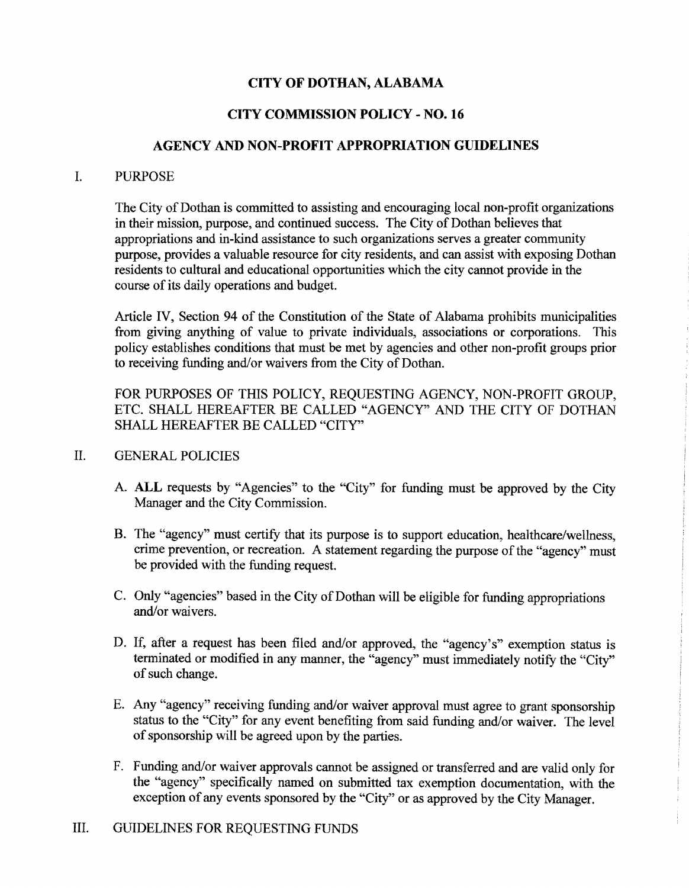# CITY OF DOTHAN, ALABAMA

## CITY COMMISSION POLICY - NO. 16

## AGENCY AND NON-PROFIT APPROPRIATION GUIDELINES

### I. PURPOSE

The City of Dothan is committed to assisting and encouraging local non-profit organizations in their mission, purpose, and continued success. The City of Dothan believes that appropriations and in-kind assistance to such organizations serves a greater community purpose, provides a valuable resource for city residents, and can assist with exposing Dothan residents to cultural and educational opportunities which the city cannot provide in the course of its daily operations and budget.

Article IV, Section 94 of the Constitution of the State of Alabama prohibits municipalities from giving anything of value to private individuals, associations or corporations. This policy establishes conditions that must be met by agencies and other non-profit groups prior to receiving funding and/or waivers from the City of Dothan.

FOR PURPOSES OF THIS POLICY, REQUESTING AGENCY, NON-PROFIT GROUP, ETC. SHALL HEREAFTER BE CALLED "AGENCY" AND THE CITY OF DOTHAN SHALL HEREAFTER BE CALLED "CITY"

### II. GENERAL POLICIES

A. **ALL** requests by "Agencies" to the "City" for funding must be approved by the City Manager and the City Commission.

B. The "agency" must certify that its purpose is to support education, healthcare/wellness, crime prevention, or recreation. A statement regarding the purpose of the "agency" must be provided with the funding request.

C. Only "agencies" based in the City of Dothan will be eligible for funding appropriations and/or waivers.

D. If, after a request has been filed and/or approved, the "agency's" exemption status is terminated or modified in any manner, the "agency" must immediately notify the "City" of such change.

E. Any "agency" receiving funding and/or waiver approval must agree to grant sponsorship status to the "City" for any event benefiting from said funding and/or waiver. The level of sponsorship will be agreed upon by the parties.

F. Funding and/or waiver approvals cannot be assigned or transferred and are valid only for the "agency" specifically named on submitted tax exemption documentation, with the exception of any events sponsored by the "City" or as approved by the City Manager.

### III. GUIDELINES FOR REQUESTING FUNDS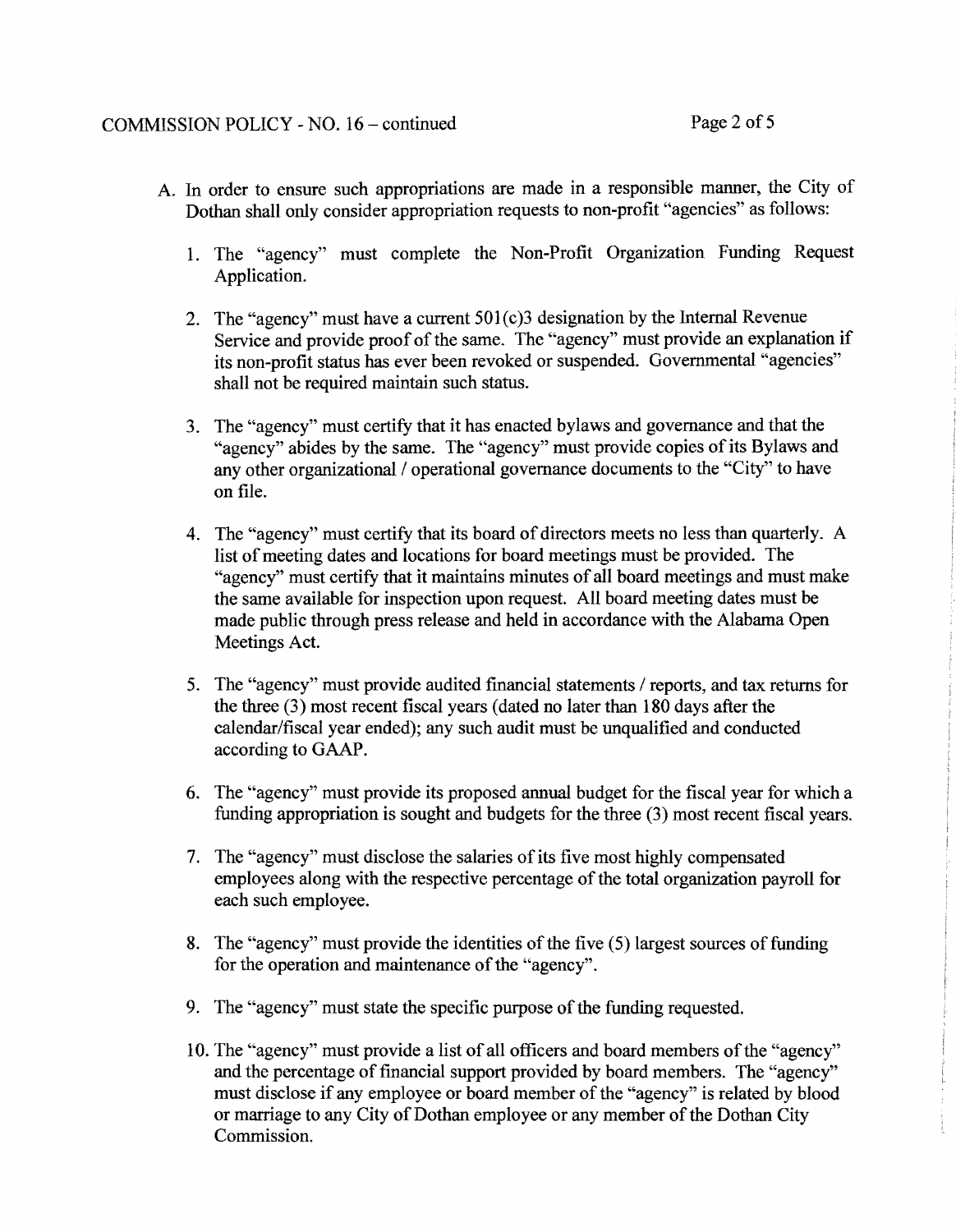A. In order to ensure such appropriations are made in a responsible manner, the City of Dothan shall only consider appropriation requests to non-profit "agencies" as follows:

   1. The "agency" must complete the Non-Profit Organization Funding Request Application.

   2. The "agency" must have a current 501(c)3 designation by the Internal Revenue Service and provide proof of the same. The "agency" must provide an explanation if its non-profit status has ever been revoked or suspended. Governmental "agencies" shall not be required maintain such status.

   3. The "agency" must certify that it has enacted bylaws and governance and that the "agency" abides by the same. The "agency" must provide copies of its Bylaws and any other organizational / operational governance documents to the "City" to have on file.

   4. The "agency" must certify that its board of directors meets no less than quarterly. A list of meeting dates and locations for board meetings must be provided. The "agency" must certify that it maintains minutes of all board meetings and must make the same available for inspection upon request. All board meeting dates must be made public through press release and held in accordance with the Alabama Open Meetings Act.

   5. The "agency" must provide audited financial statements / reports, and tax returns for the three (3) most recent fiscal years (dated no later than 180 days after the calendar/fiscal year ended); any such audit must be unqualified and conducted according to GAAP.

   6. The "agency" must provide its proposed annual budget for the fiscal year for which a funding appropriation is sought and budgets for the three (3) most recent fiscal years.

   7. The "agency" must disclose the salaries of its five most highly compensated employees along with the respective percentage of the total organization payroll for each such employee.

   8. The "agency" must provide the identities of the five (5) largest sources of funding for the operation and maintenance of the "agency".

   9. The "agency" must state the specific purpose of the funding requested.

   10. The "agency" must provide a list of all officers and board members of the "agency" and the percentage of financial support provided by board members. The "agency" must disclose if any employee or board member of the "agency" is related by blood or marriage to any City of Dothan employee or any member of the Dothan City Commission.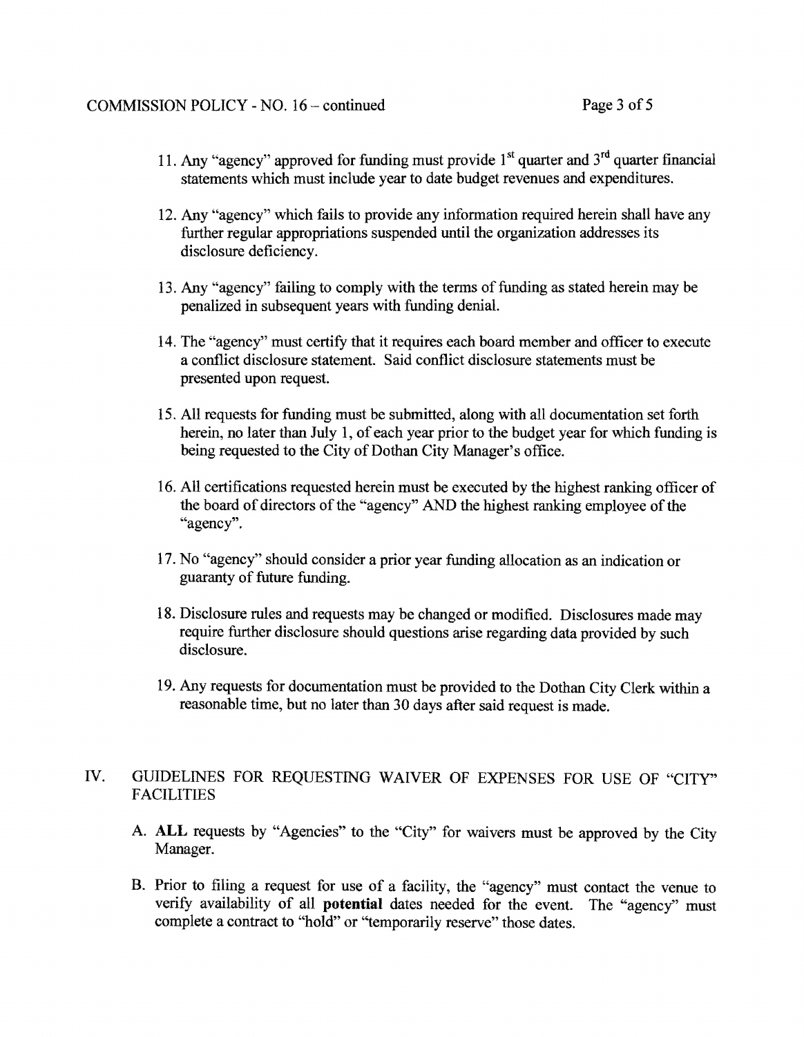11. Any "agency" approved for funding must provide 1st quarter and 3rd quarter financial statements which must include year to date budget revenues and expenditures.

12. Any "agency" which fails to provide any information required herein shall have any further regular appropriations suspended until the organization addresses its disclosure deficiency.

13. Any "agency" failing to comply with the terms of funding as stated herein may be penalized in subsequent years with funding denial.

14. The "agency" must certify that it requires each board member and officer to execute a conflict disclosure statement. Said conflict disclosure statements must be presented upon request.

15. All requests for funding must be submitted, along with all documentation set forth herein, no later than July 1, of each year prior to the budget year for which funding is being requested to the City of Dothan City Manager's office.

16. All certifications requested herein must be executed by the highest ranking officer of the board of directors of the "agency" AND the highest ranking employee of the "agency".

17. No "agency" should consider a prior year funding allocation as an indication or guaranty of future funding.

18. Disclosure rules and requests may be changed or modified. Disclosures made may require further disclosure should questions arise regarding data provided by such disclosure.

19. Any requests for documentation must be provided to the Dothan City Clerk within a reasonable time, but no later than 30 days after said request is made.

## IV. GUIDELINES FOR REQUESTING WAIVER OF EXPENSES FOR USE OF "CITY" FACILITIES

A. **ALL** requests by "Agencies" to the "City" for waivers must be approved by the City Manager.

B. Prior to filing a request for use of a facility, the "agency" must contact the venue to verify availability of all **potential** dates needed for the event. The "agency" must complete a contract to "hold" or "temporarily reserve" those dates.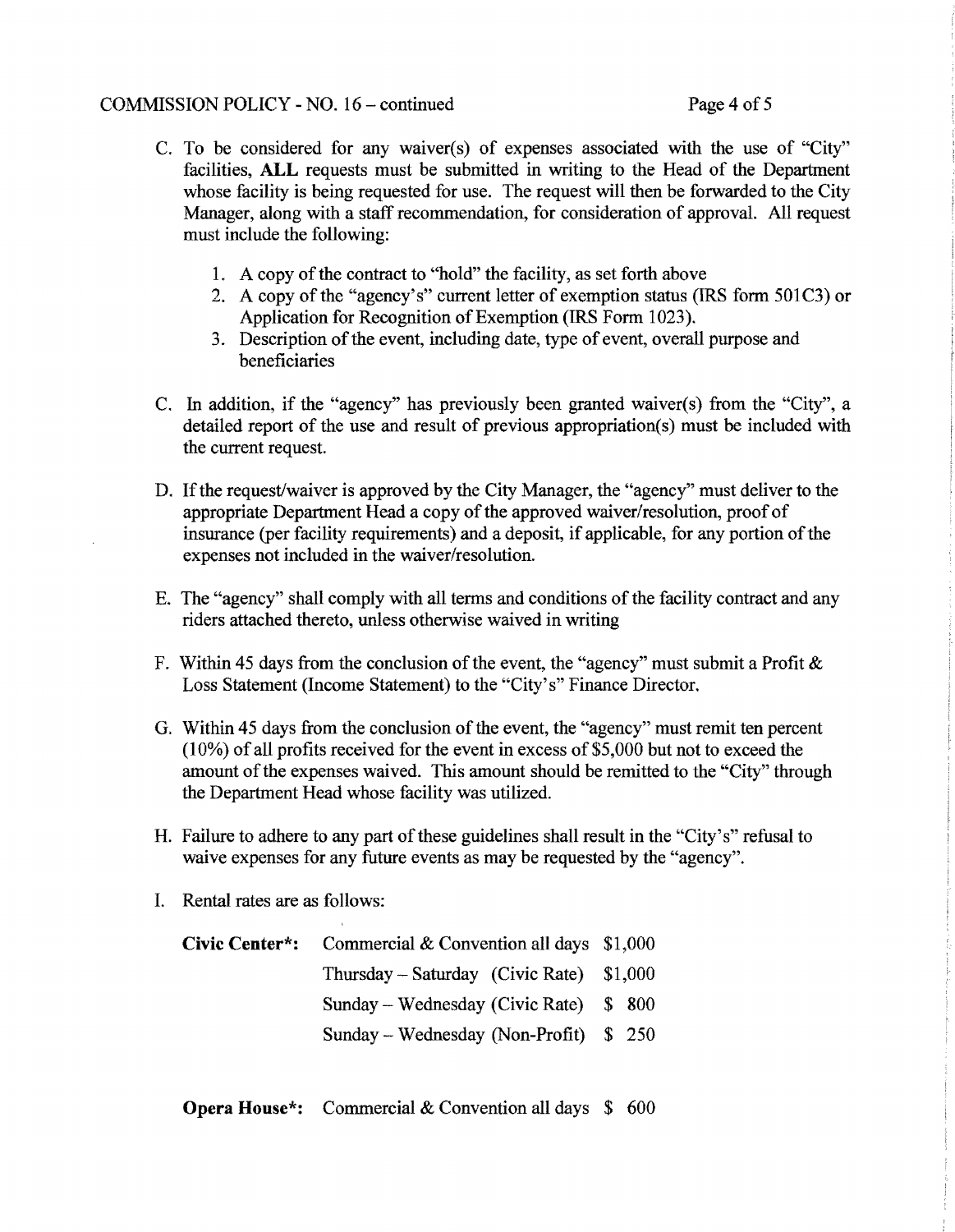C. To be considered for any waiver(s) of expenses associated with the use of "City" facilities, **ALL** requests must be submitted in writing to the Head of the Department whose facility is being requested for use. The request will then be forwarded to the City Manager, along with a staff recommendation, for consideration of approval. All request must include the following:

   1. A copy of the contract to "hold" the facility, as set forth above
   2. A copy of the "agency's" current letter of exemption status (IRS form 501C3) or Application for Recognition of Exemption (IRS Form 1023).
   3. Description of the event, including date, type of event, overall purpose and beneficiaries

C. In addition, if the "agency" has previously been granted waiver(s) from the "City", a detailed report of the use and result of previous appropriation(s) must be included with the current request.

D. If the request/waiver is approved by the City Manager, the "agency" must deliver to the appropriate Department Head a copy of the approved waiver/resolution, proof of insurance (per facility requirements) and a deposit, if applicable, for any portion of the expenses not included in the waiver/resolution.

E. The "agency" shall comply with all terms and conditions of the facility contract and any riders attached thereto, unless otherwise waived in writing

F. Within 45 days from the conclusion of the event, the "agency" must submit a Profit & Loss Statement (Income Statement) to the "City's" Finance Director.

G. Within 45 days from the conclusion of the event, the "agency" must remit ten percent (10%) of all profits received for the event in excess of $5,000 but not to exceed the amount of the expenses waived. This amount should be remitted to the "City" through the Department Head whose facility was utilized.

H. Failure to adhere to any part of these guidelines shall result in the "City's" refusal to waive expenses for any future events as may be requested by the "agency".

I. Rental rates are as follows:

| | | |
|---|---|---|
| **Civic Center*:** | Commercial & Convention all days | $1,000 |
| | Thursday – Saturday (Civic Rate) | $1,000 |
| | Sunday – Wednesday (Civic Rate) | $ 800 |
| | Sunday – Wednesday (Non-Profit) | $ 250 |
| **Opera House*:** | Commercial & Convention all days | $ 600 |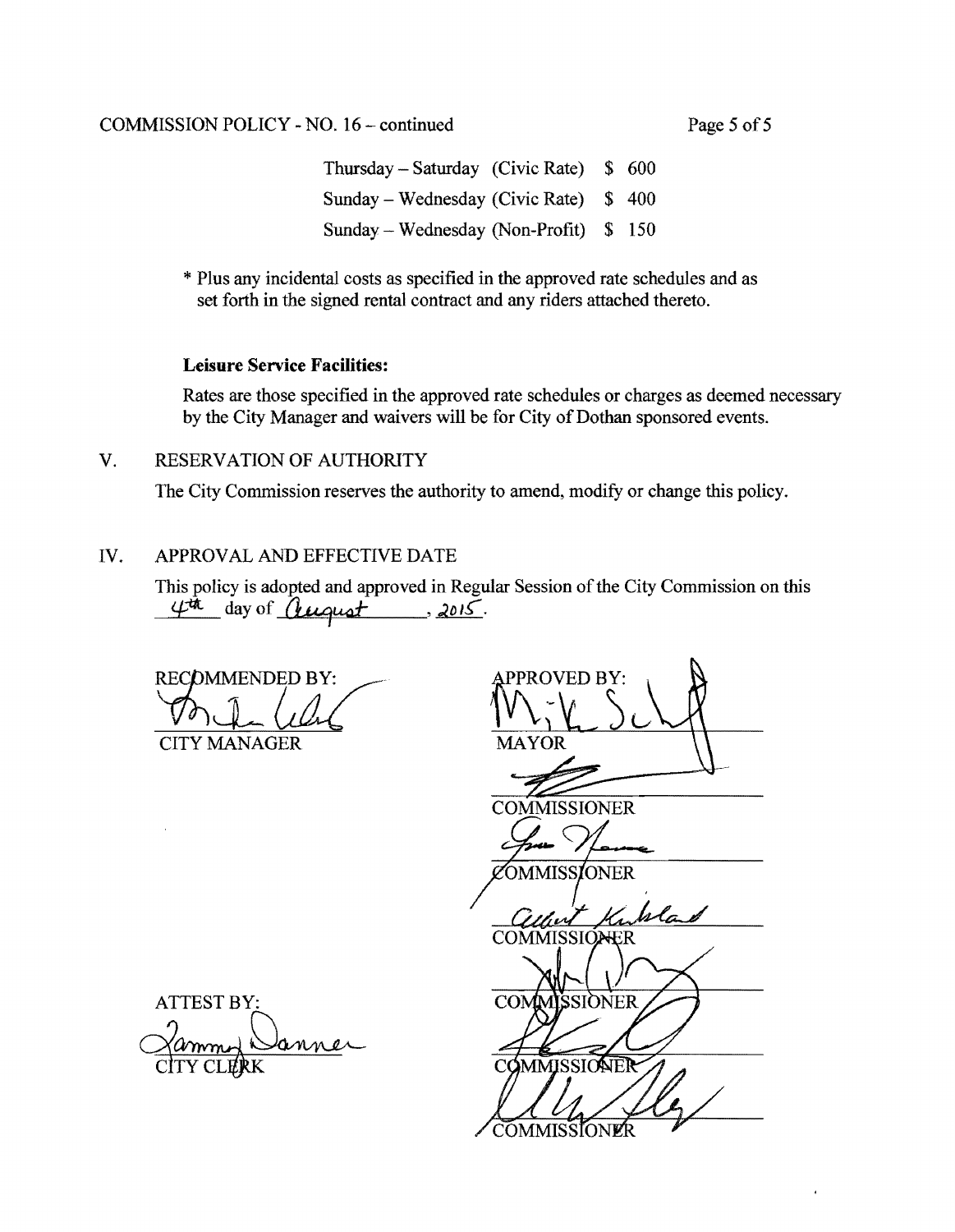COMMISSION POLICY - NO. 16 – continued

| | | |
|---|---|---|
| Thursday – Saturday | (Civic Rate) | $ 600 |
| Sunday – Wednesday | (Civic Rate) | $ 400 |
| Sunday – Wednesday | (Non-Profit) | $ 150 |

\* Plus any incidental costs as specified in the approved rate schedules and as set forth in the signed rental contract and any riders attached thereto.

**Leisure Service Facilities:**

Rates are those specified in the approved rate schedules or charges as deemed necessary by the City Manager and waivers will be for City of Dothan sponsored events.

V. RESERVATION OF AUTHORITY

The City Commission reserves the authority to amend, modify or change this policy.

IV. APPROVAL AND EFFECTIVE DATE

This policy is adopted and approved in Regular Session of the City Commission on this 4th day of August, 2015.

RECOMMENDED BY:

CITY MANAGER

APPROVED BY:

MAYOR

COMMISSIONER

COMMISSIONER

COMMISSIONER

COMMISSIONER

COMMISSIONER

COMMISSIONER

ATTEST BY:

CITY CLERK